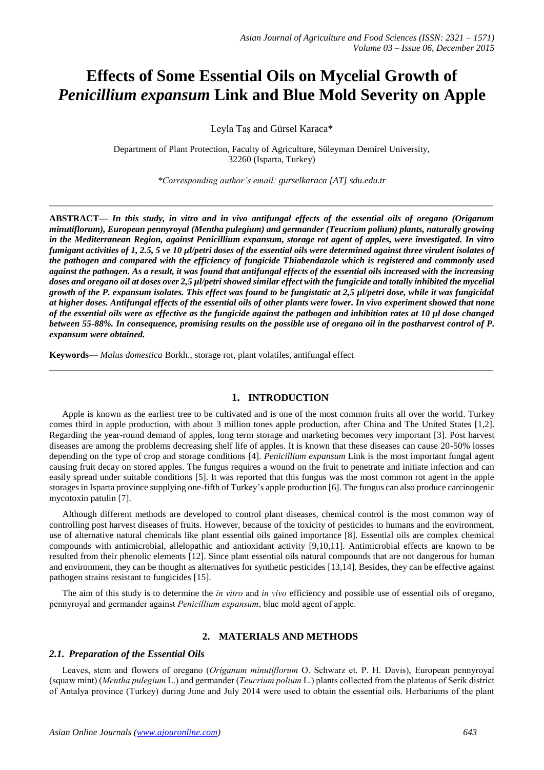# Effects of Some Essential Oils on Mycelial Growth of *Penicillium expansum* Link and Blue Mold Severity on Apple

Leyla Taş and Gürsel Karaca*

Department of Plant Protection, Faculty of Agriculture, Süleyman Demirel University, 32260 (Isparta, Turkey)

*Corresponding author's email: gurselkaraca [AT] sdu.edu.tr

---

**ABSTRACT—** ***In this study, in vitro and in vivo antifungal effects of the essential oils of oregano (Origanum minutiflorum), European pennyroyal (Mentha pulegium) and germander (Teucrium polium) plants, naturally growing in the Mediterranean Region, against Penicillium expansum, storage rot agent of apples, were investigated. In vitro fumigant activities of 1, 2.5, 5 ve 10 µl/petri doses of the essential oils were determined against three virulent isolates of the pathogen and compared with the efficiency of fungicide Thiabendazole which is registered and commonly used against the pathogen. As a result, it was found that antifungal effects of the essential oils increased with the increasing doses and oregano oil at doses over 2,5 µl/petri showed similar effect with the fungicide and totally inhibited the mycelial growth of the P. expansum isolates. This effect was found to be fungistatic at 2,5 µl/petri dose, while it was fungicidal at higher doses. Antifungal effects of the essential oils of other plants were lower. In vivo experiment showed that none of the essential oils were as effective as the fungicide against the pathogen and inhibition rates at 10 µl dose changed between 55-88%. In consequence, promising results on the possible use of oregano oil in the postharvest control of P. expansum were obtained.***

**Keywords—** *Malus domestica* Borkh., storage rot, plant volatiles, antifungal effect

---

## 1. INTRODUCTION

Apple is known as the earliest tree to be cultivated and is one of the most common fruits all over the world. Turkey comes third in apple production, with about 3 million tones apple production, after China and The United States [1,2]. Regarding the year-round demand of apples, long term storage and marketing becomes very important [3]. Post harvest diseases are among the problems decreasing shelf life of apples. It is known that these diseases can cause 20-50% losses depending on the type of crop and storage conditions [4]. *Penicillium expansum* Link is the most important fungal agent causing fruit decay on stored apples. The fungus requires a wound on the fruit to penetrate and initiate infection and can easily spread under suitable conditions [5]. It was reported that this fungus was the most common rot agent in the apple storages in Isparta province supplying one-fifth of Turkey's apple production [6]. The fungus can also produce carcinogenic mycotoxin patulin [7].

Although different methods are developed to control plant diseases, chemical control is the most common way of controlling post harvest diseases of fruits. However, because of the toxicity of pesticides to humans and the environment, use of alternative natural chemicals like plant essential oils gained importance [8]. Essential oils are complex chemical compounds with antimicrobial, allelopathic and antioxidant activity [9,10,11]. Antimicrobial effects are known to be resulted from their phenolic elements [12]. Since plant essential oils natural compounds that are not dangerous for human and environment, they can be thought as alternatives for synthetic pesticides [13,14]. Besides, they can be effective against pathogen strains resistant to fungicides [15].

The aim of this study is to determine the *in vitro* and *in vivo* efficiency and possible use of essential oils of oregano, pennyroyal and germander against *Penicillium expansum*, blue mold agent of apple.

## 2. MATERIALS AND METHODS

### *2.1. Preparation of the Essential Oils*

Leaves, stem and flowers of oregano (*Origanum minutiflorum* O. Schwarz et. P. H. Davis), European pennyroyal (squaw mint) (*Mentha pulegium* L.) and germander (*Teucrium polium* L.) plants collected from the plateaus of Serik district of Antalya province (Turkey) during June and July 2014 were used to obtain the essential oils. Herbariums of the plant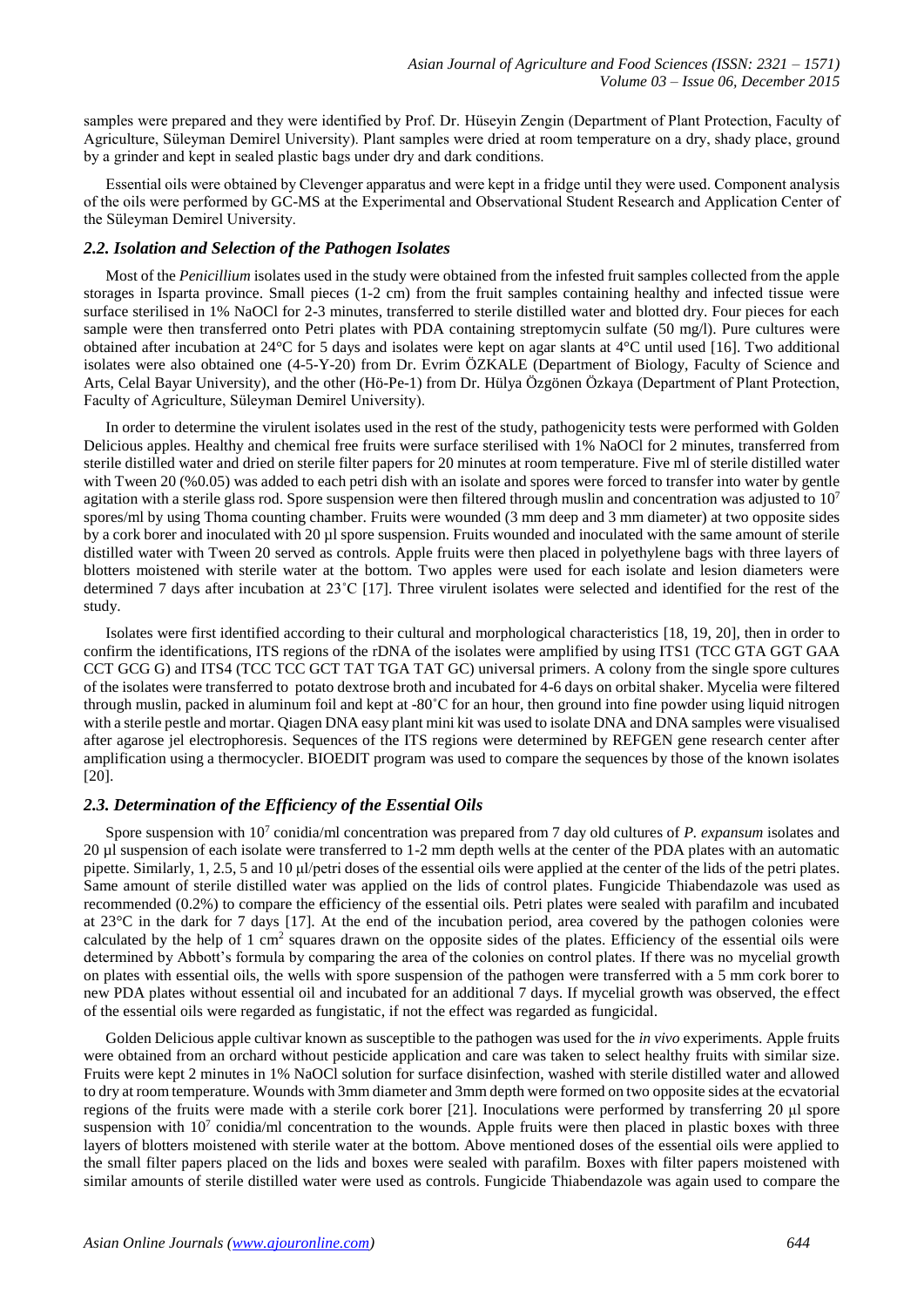samples were prepared and they were identified by Prof. Dr. Hüseyin Zengin (Department of Plant Protection, Faculty of Agriculture, Süleyman Demirel University). Plant samples were dried at room temperature on a dry, shady place, ground by a grinder and kept in sealed plastic bags under dry and dark conditions.

Essential oils were obtained by Clevenger apparatus and were kept in a fridge until they were used. Component analysis of the oils were performed by GC-MS at the Experimental and Observational Student Research and Application Center of the Süleyman Demirel University.

### *2.2. Isolation and Selection of the Pathogen Isolates*

Most of the *Penicillium* isolates used in the study were obtained from the infested fruit samples collected from the apple storages in Isparta province. Small pieces (1-2 cm) from the fruit samples containing healthy and infected tissue were surface sterilised in 1% NaOCl for 2-3 minutes, transferred to sterile distilled water and blotted dry. Four pieces for each sample were then transferred onto Petri plates with PDA containing streptomycin sulfate (50 mg/l). Pure cultures were obtained after incubation at 24°C for 5 days and isolates were kept on agar slants at 4°C until used [16]. Two additional isolates were also obtained one (4-5-Y-20) from Dr. Evrim ÖZKALE (Department of Biology, Faculty of Science and Arts, Celal Bayar University), and the other (Hö-Pe-1) from Dr. Hülya Özgönen Özkaya (Department of Plant Protection, Faculty of Agriculture, Süleyman Demirel University).

In order to determine the virulent isolates used in the rest of the study, pathogenicity tests were performed with Golden Delicious apples. Healthy and chemical free fruits were surface sterilised with 1% NaOCl for 2 minutes, transferred from sterile distilled water and dried on sterile filter papers for 20 minutes at room temperature. Five ml of sterile distilled water with Tween 20 (%0.05) was added to each petri dish with an isolate and spores were forced to transfer into water by gentle agitation with a sterile glass rod. Spore suspension were then filtered through muslin and concentration was adjusted to $10^7$ spores/ml by using Thoma counting chamber. Fruits were wounded (3 mm deep and 3 mm diameter) at two opposite sides by a cork borer and inoculated with 20 µl spore suspension. Fruits wounded and inoculated with the same amount of sterile distilled water with Tween 20 served as controls. Apple fruits were then placed in polyethylene bags with three layers of blotters moistened with sterile water at the bottom. Two apples were used for each isolate and lesion diameters were determined 7 days after incubation at 23˚C [17]. Three virulent isolates were selected and identified for the rest of the study.

Isolates were first identified according to their cultural and morphological characteristics [18, 19, 20], then in order to confirm the identifications, ITS regions of the rDNA of the isolates were amplified by using ITS1 (TCC GTA GGT GAA CCT GCG G) and ITS4 (TCC TCC GCT TAT TGA TAT GC) universal primers. A colony from the single spore cultures of the isolates were transferred to potato dextrose broth and incubated for 4-6 days on orbital shaker. Mycelia were filtered through muslin, packed in aluminum foil and kept at -80˚C for an hour, then ground into fine powder using liquid nitrogen with a sterile pestle and mortar. Qiagen DNA easy plant mini kit was used to isolate DNA and DNA samples were visualised after agarose jel electrophoresis. Sequences of the ITS regions were determined by REFGEN gene research center after amplification using a thermocycler. BIOEDIT program was used to compare the sequences by those of the known isolates [20].

### *2.3. Determination of the Efficiency of the Essential Oils*

Spore suspension with $10^7$ conidia/ml concentration was prepared from 7 day old cultures of *P. expansum* isolates and 20 µl suspension of each isolate were transferred to 1-2 mm depth wells at the center of the PDA plates with an automatic pipette. Similarly, 1, 2.5, 5 and 10 µl/petri doses of the essential oils were applied at the center of the lids of the petri plates. Same amount of sterile distilled water was applied on the lids of control plates. Fungicide Thiabendazole was used as recommended (0.2%) to compare the efficiency of the essential oils. Petri plates were sealed with parafilm and incubated at 23°C in the dark for 7 days [17]. At the end of the incubation period, area covered by the pathogen colonies were calculated by the help of 1 $cm^2$ squares drawn on the opposite sides of the plates. Efficiency of the essential oils were determined by Abbott's formula by comparing the area of the colonies on control plates. If there was no mycelial growth on plates with essential oils, the wells with spore suspension of the pathogen were transferred with a 5 mm cork borer to new PDA plates without essential oil and incubated for an additional 7 days. If mycelial growth was observed, the effect of the essential oils were regarded as fungistatic, if not the effect was regarded as fungicidal.

Golden Delicious apple cultivar known as susceptible to the pathogen was used for the *in vivo* experiments. Apple fruits were obtained from an orchard without pesticide application and care was taken to select healthy fruits with similar size. Fruits were kept 2 minutes in 1% NaOCl solution for surface disinfection, washed with sterile distilled water and allowed to dry at room temperature. Wounds with 3mm diameter and 3mm depth were formed on two opposite sides at the ecvatorial regions of the fruits were made with a sterile cork borer [21]. Inoculations were performed by transferring 20 µl spore suspension with $10^7$ conidia/ml concentration to the wounds. Apple fruits were then placed in plastic boxes with three layers of blotters moistened with sterile water at the bottom. Above mentioned doses of the essential oils were applied to the small filter papers placed on the lids and boxes were sealed with parafilm. Boxes with filter papers moistened with similar amounts of sterile distilled water were used as controls. Fungicide Thiabendazole was again used to compare the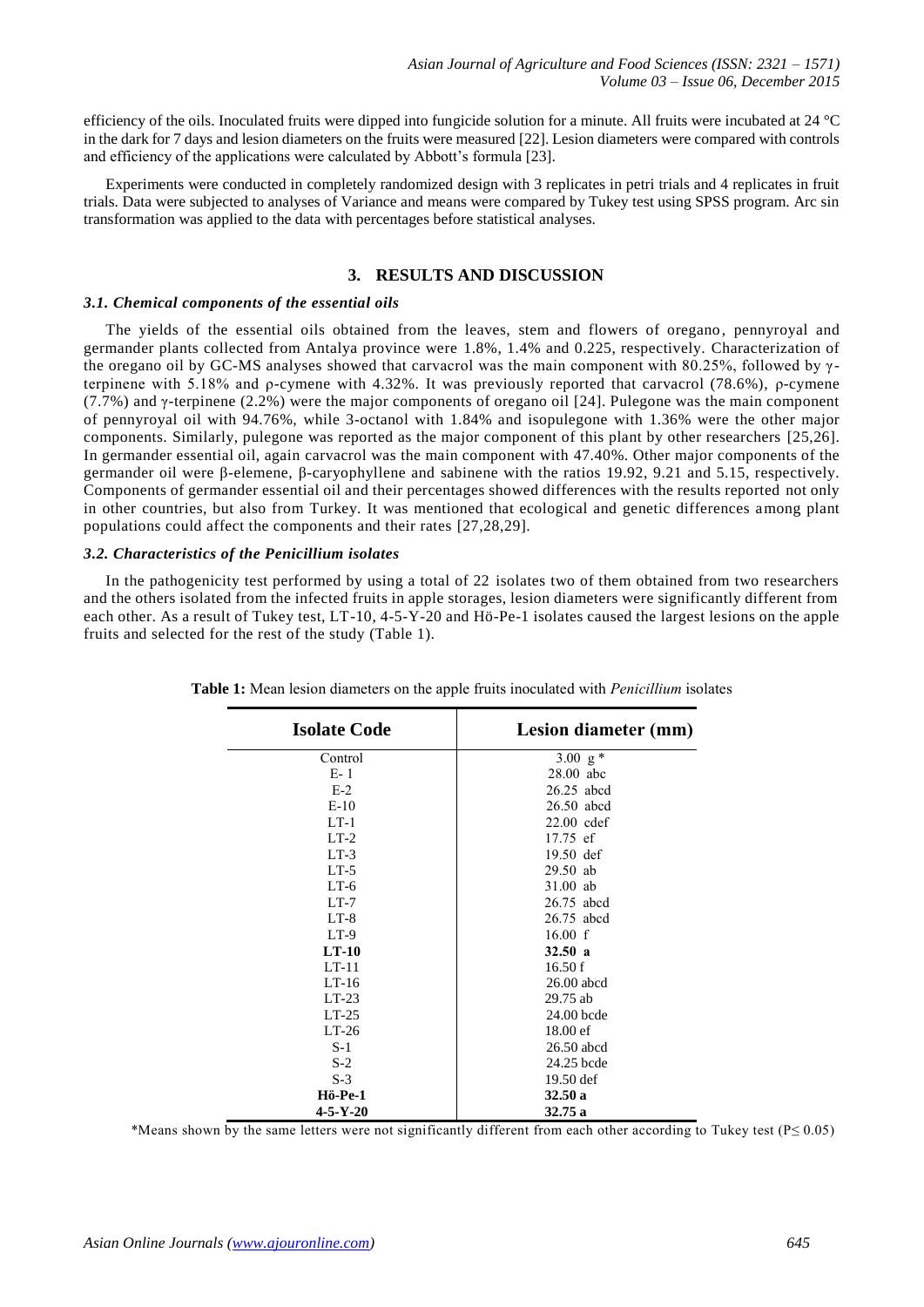efficiency of the oils. Inoculated fruits were dipped into fungicide solution for a minute. All fruits were incubated at 24 °C in the dark for 7 days and lesion diameters on the fruits were measured [22]. Lesion diameters were compared with controls and efficiency of the applications were calculated by Abbott's formula [23].

Experiments were conducted in completely randomized design with 3 replicates in petri trials and 4 replicates in fruit trials. Data were subjected to analyses of Variance and means were compared by Tukey test using SPSS program. Arc sin transformation was applied to the data with percentages before statistical analyses.

## 3. RESULTS AND DISCUSSION

### *3.1. Chemical components of the essential oils*

The yields of the essential oils obtained from the leaves, stem and flowers of oregano, pennyroyal and germander plants collected from Antalya province were 1.8%, 1.4% and 0.225, respectively. Characterization of the oregano oil by GC-MS analyses showed that carvacrol was the main component with 80.25%, followed by γ-terpinene with 5.18% and ρ-cymene with 4.32%. It was previously reported that carvacrol (78.6%), ρ-cymene (7.7%) and γ-terpinene (2.2%) were the major components of oregano oil [24]. Pulegone was the main component of pennyroyal oil with 94.76%, while 3-octanol with 1.84% and isopulegone with 1.36% were the other major components. Similarly, pulegone was reported as the major component of this plant by other researchers [25,26]. In germander essential oil, again carvacrol was the main component with 47.40%. Other major components of the germander oil were β-elemene, β-caryophyllene and sabinene with the ratios 19.92, 9.21 and 5.15, respectively. Components of germander essential oil and their percentages showed differences with the results reported not only in other countries, but also from Turkey. It was mentioned that ecological and genetic differences among plant populations could affect the components and their rates [27,28,29].

### *3.2. Characteristics of the Penicillium isolates*

In the pathogenicity test performed by using a total of 22 isolates two of them obtained from two researchers and the others isolated from the infected fruits in apple storages, lesion diameters were significantly different from each other. As a result of Tukey test, LT-10, 4-5-Y-20 and Hö-Pe-1 isolates caused the largest lesions on the apple fruits and selected for the rest of the study (Table 1).

**Table 1:** Mean lesion diameters on the apple fruits inoculated with *Penicillium* isolates

| Isolate Code | Lesion diameter (mm) |
|---|---|
| Control | 3.00 g * |
| E- 1 | 28.00 abc |
| E-2 | 26.25 abcd |
| E-10 | 26.50 abcd |
| LT-1 | 22.00 cdef |
| LT-2 | 17.75 ef |
| LT-3 | 19.50 def |
| LT-5 | 29.50 ab |
| LT-6 | 31.00 ab |
| LT-7 | 26.75 abcd |
| LT-8 | 26.75 abcd |
| LT-9 | 16.00 f |
| **LT-10** | **32.50 a** |
| LT-11 | 16.50 f |
| LT-16 | 26.00 abcd |
| LT-23 | 29.75 ab |
| LT-25 | 24.00 bcde |
| LT-26 | 18.00 ef |
| S-1 | 26.50 abcd |
| S-2 | 24.25 bcde |
| S-3 | 19.50 def |
| **Hö-Pe-1** | **32.50 a** |
| **4-5-Y-20** | **32.75 a** |

*Means shown by the same letters were not significantly different from each other according to Tukey test ($P \leq 0.05$)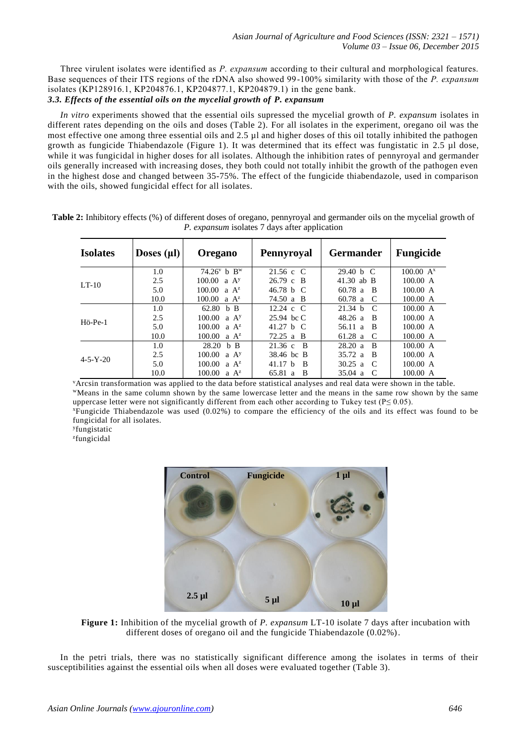Three virulent isolates were identified as *P. expansum* according to their cultural and morphological features. Base sequences of their ITS regions of the rDNA also showed 99-100% similarity with those of the *P. expansum* isolates (KP128916.1, KP204876.1, KP204877.1, KP204879.1) in the gene bank.

### *3.3. Effects of the essential oils on the mycelial growth of P. expansum*

*In vitro* experiments showed that the essential oils supressed the mycelial growth of *P. expansum* isolates in different rates depending on the oils and doses (Table 2). For all isolates in the experiment, oregano oil was the most effective one among three essential oils and 2.5 µl and higher doses of this oil totally inhibited the pathogen growth as fungicide Thiabendazole (Figure 1). It was determined that its effect was fungistatic in 2.5 µl dose, while it was fungicidal in higher doses for all isolates. Although the inhibition rates of pennyroyal and germander oils generally increased with increasing doses, they both could not totally inhibit the growth of the pathogen even in the highest dose and changed between 35-75%. The effect of the fungicide thiabendazole, used in comparison with the oils, showed fungicidal effect for all isolates.

**Table 2:** Inhibitory effects (%) of different doses of oregano, pennyroyal and germander oils on the mycelial growth of *P. expansum* isolates 7 days after application

| Isolates | Doses (µl) | Oregano | Pennyroyal | Germander | Fungicide |
|---|---|---|---|---|---|
| LT-10 | 1.0 | 74.26[v] b B[w] | 21.56 c C | 29.40 b C | 100.00 A[x] |
| | 2.5 | 100.00 a A[y] | 26.79 c B | 41.30 ab B | 100.00 A |
| | 5.0 | 100.00 a A[z] | 46.78 b C | 60.78 a B | 100.00 A |
| | 10.0 | 100.00 a A[z] | 74.50 a B | 60.78 a C | 100.00 A |
| Hö-Pe-1 | 1.0 | 62.80 b B | 12.24 c C | 21.34 b C | 100.00 A |
| | 2.5 | 100.00 a A[y] | 25.94 bc C | 48.26 a B | 100.00 A |
| | 5.0 | 100.00 a A[z] | 41.27 b C | 56.11 a B | 100.00 A |
| | 10.0 | 100.00 a A[z] | 72.25 a B | 61.28 a C | 100.00 A |
| 4-5-Y-20 | 1.0 | 28.20 b B | 21.36 c B | 28.20 a B | 100.00 A |
| | 2.5 | 100.00 a A[y] | 38.46 bc B | 35.72 a B | 100.00 A |
| | 5.0 | 100.00 a A[z] | 41.17 b B | 30.25 a C | 100.00 A |
| | 10.0 | 100.00 a A[z] | 65.81 a B | 35.04 a C | 100.00 A |

[v]Arcsin transformation was applied to the data before statistical analyses and real data were shown in the table.
[w]Means in the same column shown by the same lowercase letter and the means in the same row shown by the same uppercase letter were not significantly different from each other according to Tukey test ($P \leq 0.05$).
[x]Fungicide Thiabendazole was used (0.02%) to compare the efficiency of the oils and its effect was found to be fungicidal for all isolates.
[y]fungistatic
[z]fungicidal

**Figure 1:** Inhibition of the mycelial growth of *P. expansum* LT-10 isolate 7 days after incubation with different doses of oregano oil and the fungicide Thiabendazole (0.02%).

In the petri trials, there was no statistically significant difference among the isolates in terms of their susceptibilities against the essential oils when all doses were evaluated together (Table 3).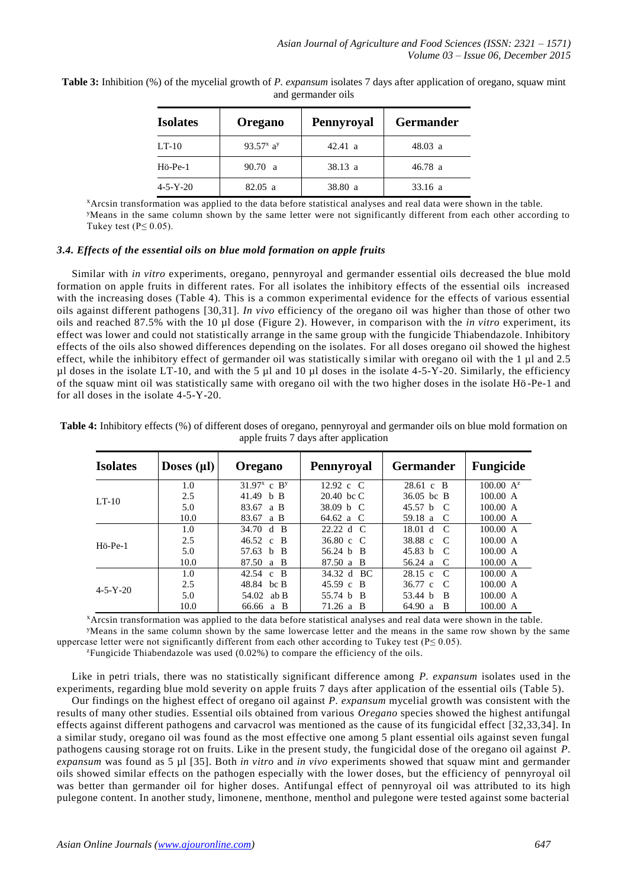**Table 3:** Inhibition (%) of the mycelial growth of *P. expansum* isolates 7 days after application of oregano, squaw mint and germander oils

| Isolates | Oregano | Pennyroyal | Germander |
|---|---|---|---|
| LT-10 | 93.57[x] a[y] | 42.41 a | 48.03 a |
| Hö-Pe-1 | 90.70 a | 38.13 a | 46.78 a |
| 4-5-Y-20 | 82.05 a | 38.80 a | 33.16 a |

[x]Arcsin transformation was applied to the data before statistical analyses and real data were shown in the table.
[y]Means in the same column shown by the same letter were not significantly different from each other according to Tukey test ($P \leq 0.05$).

### 3.4. Effects of the essential oils on blue mold formation on apple fruits

Similar with *in vitro* experiments, oregano, pennyroyal and germander essential oils decreased the blue mold formation on apple fruits in different rates. For all isolates the inhibitory effects of the essential oils increased with the increasing doses (Table 4). This is a common experimental evidence for the effects of various essential oils against different pathogens [30,31]. *In vivo* efficiency of the oregano oil was higher than those of other two oils and reached 87.5% with the 10 µl dose (Figure 2). However, in comparison with the *in vitro* experiment, its effect was lower and could not statistically arrange in the same group with the fungicide Thiabendazole. Inhibitory effects of the oils also showed differences depending on the isolates. For all doses oregano oil showed the highest effect, while the inhibitory effect of germander oil was statistically similar with oregano oil with the 1 µl and 2.5 µl doses in the isolate LT-10, and with the 5 µl and 10 µl doses in the isolate 4-5-Y-20. Similarly, the efficiency of the squaw mint oil was statistically same with oregano oil with the two higher doses in the isolate Hö-Pe-1 and for all doses in the isolate 4-5-Y-20.

**Table 4:** Inhibitory effects (%) of different doses of oregano, pennyroyal and germander oils on blue mold formation on apple fruits 7 days after application

| Isolates | Doses (µl) | Oregano | Pennyroyal | Germander | Fungicide |
|---|---|---|---|---|---|
| LT-10 | 1.0 | 31.97[x] c B[y] | 12.92 c C | 28.61 c B | 100.00 A[z] |
| | 2.5 | 41.49 b B | 20.40 bc C | 36.05 bc B | 100.00 A |
| | 5.0 | 83.67 a B | 38.09 b C | 45.57 b C | 100.00 A |
| | 10.0 | 83.67 a B | 64.62 a C | 59.18 a C | 100.00 A |
| Hö-Pe-1 | 1.0 | 34.70 d B | 22.22 d C | 18.01 d C | 100.00 A |
| | 2.5 | 46.52 c B | 36.80 c C | 38.88 c C | 100.00 A |
| | 5.0 | 57.63 b B | 56.24 b B | 45.83 b C | 100.00 A |
| | 10.0 | 87.50 a B | 87.50 a B | 56.24 a C | 100.00 A |
| 4-5-Y-20 | 1.0 | 42.54 c B | 34.32 d BC | 28.15 c C | 100.00 A |
| | 2.5 | 48.84 bc B | 45.59 c B | 36.77 c C | 100.00 A |
| | 5.0 | 54.02 ab B | 55.74 b B | 53.44 b B | 100.00 A |
| | 10.0 | 66.66 a B | 71.26 a B | 64.90 a B | 100.00 A |

[x]Arcsin transformation was applied to the data before statistical analyses and real data were shown in the table.
[y]Means in the same column shown by the same lowercase letter and the means in the same row shown by the same uppercase letter were not significantly different from each other according to Tukey test ($P \leq 0.05$).
[z]Fungicide Thiabendazole was used (0.02%) to compare the efficiency of the oils.

Like in petri trials, there was no statistically significant difference among *P. expansum* isolates used in the experiments, regarding blue mold severity on apple fruits 7 days after application of the essential oils (Table 5).

Our findings on the highest effect of oregano oil against *P. expansum* mycelial growth was consistent with the results of many other studies. Essential oils obtained from various *Oregano* species showed the highest antifungal effects against different pathogens and carvacrol was mentioned as the cause of its fungicidal effect [32,33,34]. In a similar study, oregano oil was found as the most effective one among 5 plant essential oils against seven fungal pathogens causing storage rot on fruits. Like in the present study, the fungicidal dose of the oregano oil against *P. expansum* was found as 5 µl [35]. Both *in vitro* and *in vivo* experiments showed that squaw mint and germander oils showed similar effects on the pathogen especially with the lower doses, but the efficiency of pennyroyal oil was better than germander oil for higher doses. Antifungal effect of pennyroyal oil was attributed to its high pulegone content. In another study, limonene, menthone, menthol and pulegone were tested against some bacterial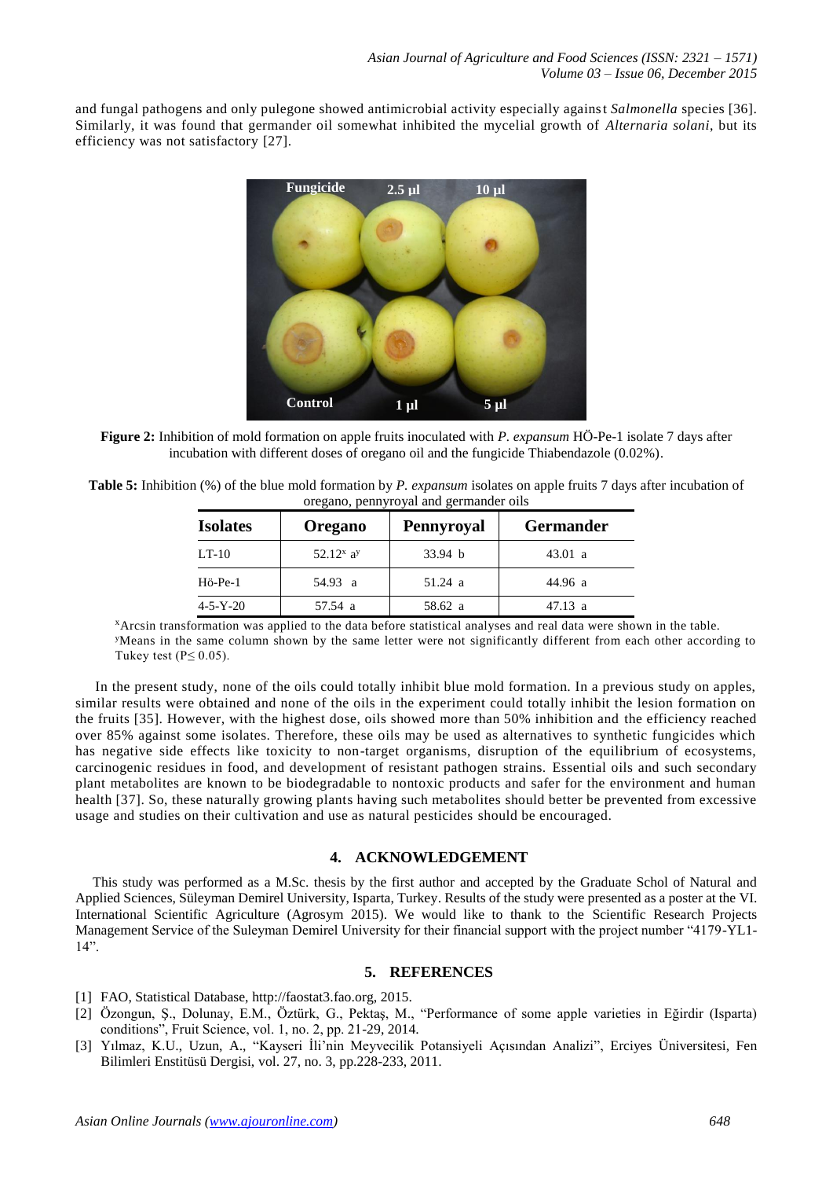and fungal pathogens and only pulegone showed antimicrobial activity especially against *Salmonella* species [36]. Similarly, it was found that germander oil somewhat inhibited the mycelial growth of *Alternaria solani*, but its efficiency was not satisfactory [27].

**Figure 2:** Inhibition of mold formation on apple fruits inoculated with *P. expansum* HÖ-Pe-1 isolate 7 days after incubation with different doses of oregano oil and the fungicide Thiabendazole (0.02%).

**Table 5:** Inhibition (%) of the blue mold formation by *P. expansum* isolates on apple fruits 7 days after incubation of oregano, pennyroyal and germander oils

| Isolates | Oregano | Pennyroyal | Germander |
|---|---|---|---|
| LT-10 | 52.12[x] a[y] | 33.94 b | 43.01 a |
| Hö-Pe-1 | 54.93 a | 51.24 a | 44.96 a |
| 4-5-Y-20 | 57.54 a | 58.62 a | 47.13 a |

[x]Arcsin transformation was applied to the data before statistical analyses and real data were shown in the table.
[y]Means in the same column shown by the same letter were not significantly different from each other according to Tukey test ($P \leq 0.05$).

In the present study, none of the oils could totally inhibit blue mold formation. In a previous study on apples, similar results were obtained and none of the oils in the experiment could totally inhibit the lesion formation on the fruits [35]. However, with the highest dose, oils showed more than 50% inhibition and the efficiency reached over 85% against some isolates. Therefore, these oils may be used as alternatives to synthetic fungicides which has negative side effects like toxicity to non-target organisms, disruption of the equilibrium of ecosystems, carcinogenic residues in food, and development of resistant pathogen strains. Essential oils and such secondary plant metabolites are known to be biodegradable to nontoxic products and safer for the environment and human health [37]. So, these naturally growing plants having such metabolites should better be prevented from excessive usage and studies on their cultivation and use as natural pesticides should be encouraged.

## 4. ACKNOWLEDGEMENT

This study was performed as a M.Sc. thesis by the first author and accepted by the Graduate Schol of Natural and Applied Sciences, Süleyman Demirel University, Isparta, Turkey. Results of the study were presented as a poster at the VI. International Scientific Agriculture (Agrosym 2015). We would like to thank to the Scientific Research Projects Management Service of the Suleyman Demirel University for their financial support with the project number "4179-YL1-14".

## 5. REFERENCES

[1] FAO, Statistical Database, http://faostat3.fao.org, 2015.
[2] Özongun, Ş., Dolunay, E.M., Öztürk, G., Pektaş, M., "Performance of some apple varieties in Eğirdir (Isparta) conditions", Fruit Science, vol. 1, no. 2, pp. 21-29, 2014.
[3] Yılmaz, K.U., Uzun, A., "Kayseri İli'nin Meyvecilik Potansiyeli Açısından Analizi", Erciyes Üniversitesi, Fen Bilimleri Enstitüsü Dergisi, vol. 27, no. 3, pp.228-233, 2011.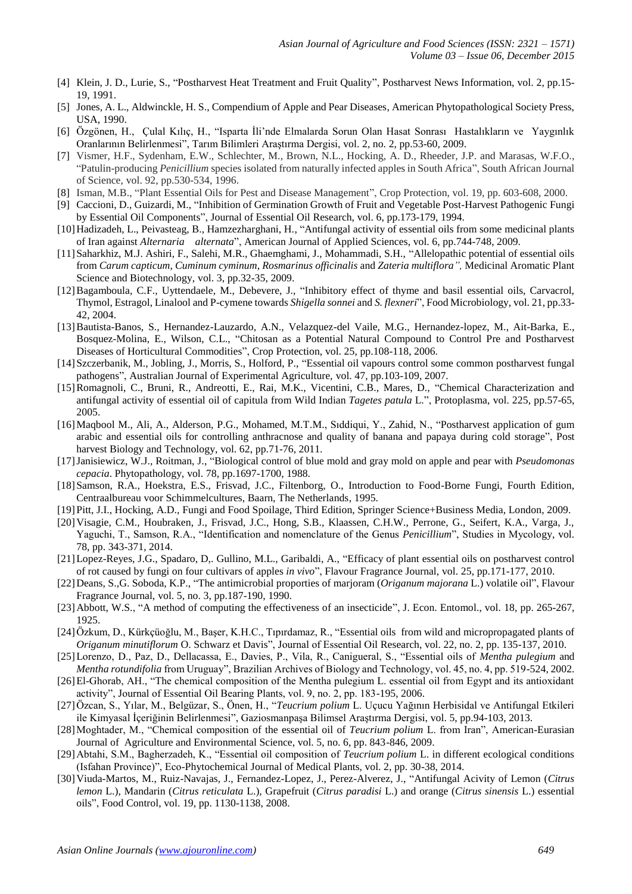[4] Klein, J. D., Lurie, S., "Postharvest Heat Treatment and Fruit Quality", Postharvest News Information, vol. 2, pp.15-19, 1991.

[5] Jones, A. L., Aldwinckle, H. S., Compendium of Apple and Pear Diseases, American Phytopathological Society Press, USA, 1990.

[6] Özgönen, H., Çulal Kılıç, H., "Isparta İli'nde Elmalarda Sorun Olan Hasat Sonrası Hastalıkların ve Yaygınlık Oranlarının Belirlenmesi", Tarım Bilimleri Araştırma Dergisi, vol. 2, no. 2, pp.53-60, 2009.

[7] Vismer, H.F., Sydenham, E.W., Schlechter, M., Brown, N.L., Hocking, A. D., Rheeder, J.P. and Marasas, W.F.O., "Patulin-producing *Penicillium* species isolated from naturally infected apples in South Africa", South African Journal of Science, vol. 92, pp.530-534, 1996.

[8] Isman, M.B., "Plant Essential Oils for Pest and Disease Management", Crop Protection, vol. 19, pp. 603-608, 2000.

[9] Caccioni, D., Guizardi, M., "Inhibition of Germination Growth of Fruit and Vegetable Post-Harvest Pathogenic Fungi by Essential Oil Components", Journal of Essential Oil Research, vol. 6, pp.173-179, 1994.

[10] Hadizadeh, L., Peivasteag, B., Hamzezharghani, H., "Antifungal activity of essential oils from some medicinal plants of Iran against *Alternaria alternata*", American Journal of Applied Sciences, vol. 6, pp.744-748, 2009.

[11] Saharkhiz, M.J. Ashiri, F., Salehi, M.R., Ghaemghami, J., Mohammadi, S.H., "Allelopathic potential of essential oils from *Carum capticum*, *Cuminum cyminum*, *Rosmarinus officinalis* and *Zateria multiflora",* Medicinal Aromatic Plant Science and Biotechnology, vol. 3, pp.32-35, 2009.

[12] Bagamboula, C.F., Uyttendaele, M., Debevere, J., "Inhibitory effect of thyme and basil essential oils, Carvacrol, Thymol, Estragol, Linalool and P-cymene towards *Shigella sonnei* and *S. flexneri*", Food Microbiology, vol. 21, pp.33-42, 2004.

[13] Bautista-Banos, S., Hernandez-Lauzardo, A.N., Velazquez-del Vaile, M.G., Hernandez-lopez, M., Ait-Barka, E., Bosquez-Molina, E., Wilson, C.L., "Chitosan as a Potential Natural Compound to Control Pre and Postharvest Diseases of Horticultural Commodities", Crop Protection, vol. 25, pp.108-118, 2006.

[14] Szczerbanik, M., Jobling, J., Morris, S., Holford, P., "Essential oil vapours control some common postharvest fungal pathogens", Australian Journal of Experimental Agriculture, vol. 47, pp.103-109, 2007.

[15] Romagnoli, C., Bruni, R., Andreotti, E., Rai, M.K., Vicentini, C.B., Mares, D., "Chemical Characterization and antifungal activity of essential oil of capitula from Wild Indian *Tagetes patula* L.", Protoplasma, vol. 225, pp.57-65, 2005.

[16] Maqbool M., Ali, A., Alderson, P.G., Mohamed, M.T.M., Sıddiqui, Y., Zahid, N., "Postharvest application of gum arabic and essential oils for controlling anthracnose and quality of banana and papaya during cold storage", Post harvest Biology and Technology, vol. 62, pp.71-76, 2011.

[17] Janisiewicz, W.J., Roitman, J., "Biological control of blue mold and gray mold on apple and pear with *Pseudomonas cepacia*. Phytopathology, vol. 78, pp.1697-1700, 1988.

[18] Samson, R.A., Hoekstra, E.S., Frisvad, J.C., Filtenborg, O., Introduction to Food-Borne Fungi, Fourth Edition, Centraalbureau voor Schimmelcultures, Baarn, The Netherlands, 1995.

[19] Pitt, J.I., Hocking, A.D., Fungi and Food Spoilage, Third Edition, Springer Science+Business Media, London, 2009.

[20] Visagie, C.M., Houbraken, J., Frisvad, J.C., Hong, S.B., Klaassen, C.H.W., Perrone, G., Seifert, K.A., Varga, J., Yaguchi, T., Samson, R.A., "Identification and nomenclature of the Genus *Penicillium*", Studies in Mycology, vol. 78, pp. 343-371, 2014.

[21] Lopez-Reyes, J.G., Spadaro, D,. Gullino, M.L., Garibaldi, A., "Efficacy of plant essential oils on postharvest control of rot caused by fungi on four cultivars of apples *in vivo*", Flavour Fragrance Journal, vol. 25, pp.171-177, 2010.

[22] Deans, S.,G. Soboda, K.P., "The antimicrobial properties of marjoram (*Origanum majorana* L.) volatile oil", Flavour Fragrance Journal, vol. 5, no. 3, pp.187-190, 1990.

[23] Abbott, W.S., "A method of computing the effectiveness of an insecticide", J. Econ. Entomol., vol. 18, pp. 265-267, 1925.

[24] Özkum, D., Kürkçüoğlu, M., Başer, K.H.C., Tıpırdamaz, R., "Essential oils from wild and micropropagated plants of *Origanum minutiflorum* O. Schwarz et Davis", Journal of Essential Oil Research, vol. 22, no. 2, pp. 135-137, 2010.

[25] Lorenzo, D., Paz, D., Dellacassa, E., Davies, P., Vila, R., Canigueral, S., "Essential oils of *Mentha pulegium* and *Mentha rotundifolia* from Uruguay", Brazilian Archives of Biology and Technology, vol. 45, no. 4, pp. 519-524, 2002.

[26] El-Ghorab, AH., "The chemical composition of the Mentha pulegium L. essential oil from Egypt and its antioxidant activity", Journal of Essential Oil Bearing Plants, vol. 9, no. 2, pp. 183-195, 2006.

[27] Özcan, S., Yılar, M., Belgüzar, S., Önen, H., "*Teucrium polium* L. Uçucu Yağının Herbisidal ve Antifungal Etkileri ile Kimyasal İçeriğinin Belirlenmesi", Gaziosmanpaşa Bilimsel Araştırma Dergisi, vol. 5, pp.94-103, 2013.

[28] Moghtader, M., "Chemical composition of the essential oil of *Teucrium polium* L. from Iran", American-Eurasian Journal of Agriculture and Environmental Science, vol. 5, no. 6, pp. 843-846, 2009.

[29] Abtahi, S.M., Bagherzadeh, K., "Essential oil composition of *Teucrium polium* L. in different ecological conditions (Isfahan Province)", Eco-Phytochemical Journal of Medical Plants, vol. 2, pp. 30-38, 2014.

[30] Viuda-Martos, M., Ruiz-Navajas, J., Fernandez-Lopez, J., Perez-Alverez, J., "Antifungal Acivity of Lemon (*Citrus lemon* L.), Mandarin (*Citrus reticulata* L.), Grapefruit (*Citrus paradisi* L.) and orange (*Citrus sinensis* L.) essential oils", Food Control, vol. 19, pp. 1130-1138, 2008.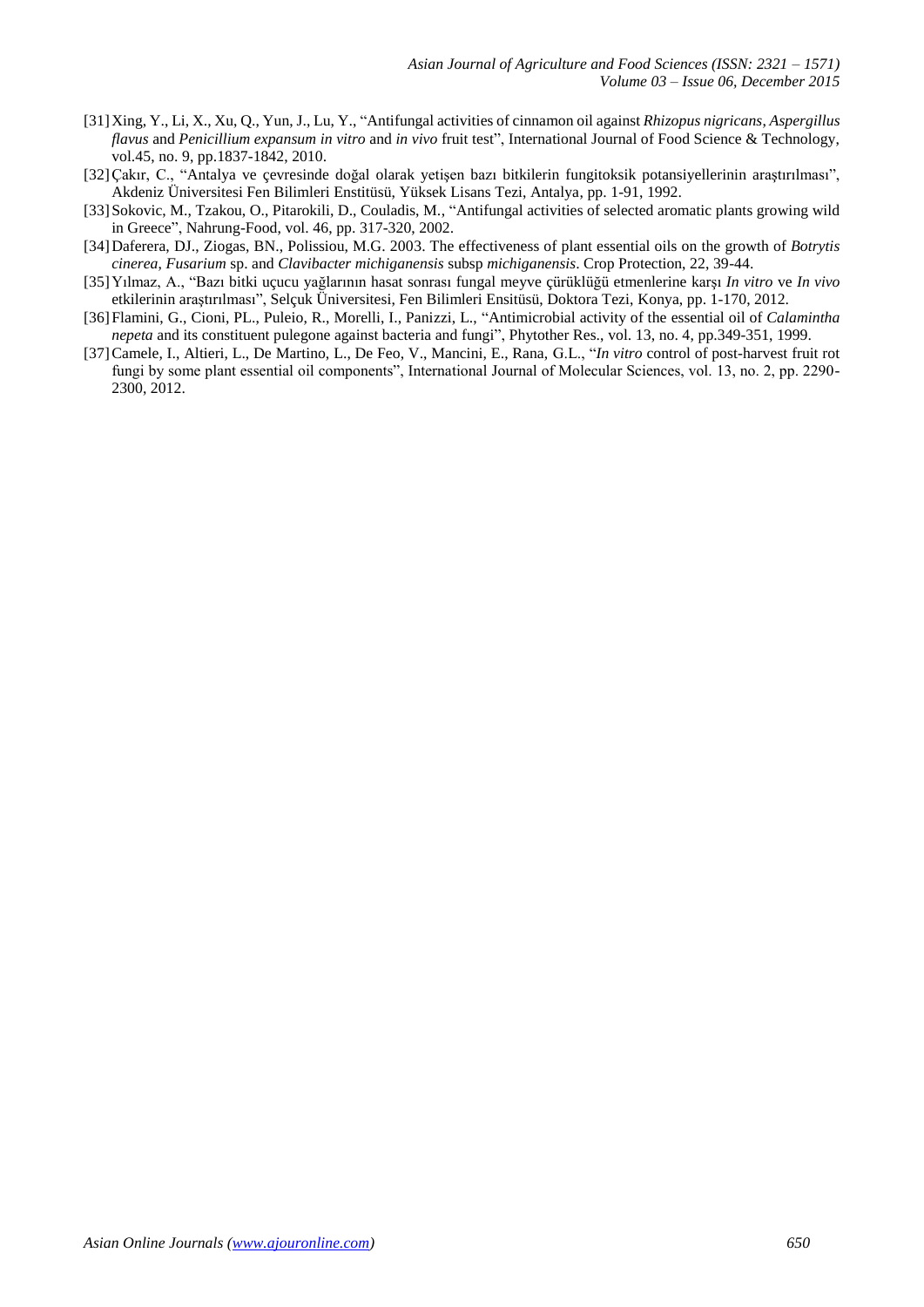[31] Xing, Y., Li, X., Xu, Q., Yun, J., Lu, Y., "Antifungal activities of cinnamon oil against *Rhizopus nigricans*, *Aspergillus flavus* and *Penicillium expansum in vitro* and *in vivo* fruit test", International Journal of Food Science & Technology, vol.45, no. 9, pp.1837-1842, 2010.

[32] Çakır, C., "Antalya ve çevresinde doğal olarak yetişen bazı bitkilerin fungitoksik potansiyellerinin araştırılması", Akdeniz Üniversitesi Fen Bilimleri Enstitüsü, Yüksek Lisans Tezi, Antalya, pp. 1-91, 1992.

[33] Sokovic, M., Tzakou, O., Pitarokili, D., Couladis, M., "Antifungal activities of selected aromatic plants growing wild in Greece", Nahrung-Food, vol. 46, pp. 317-320, 2002.

[34] Daferera, DJ., Ziogas, BN., Polissiou, M.G. 2003. The effectiveness of plant essential oils on the growth of *Botrytis cinerea*, *Fusarium* sp. and *Clavibacter michiganensis* subsp *michiganensis*. Crop Protection, 22, 39-44.

[35] Yılmaz, A., "Bazı bitki uçucu yağlarının hasat sonrası fungal meyve çürüklüğü etmenlerine karşı *In vitro* ve *In vivo* etkilerinin araştırılması", Selçuk Üniversitesi, Fen Bilimleri Ensitüsü, Doktora Tezi, Konya, pp. 1-170, 2012.

[36] Flamini, G., Cioni, PL., Puleio, R., Morelli, I., Panizzi, L., "Antimicrobial activity of the essential oil of *Calamintha nepeta* and its constituent pulegone against bacteria and fungi", Phytother Res., vol. 13, no. 4, pp.349-351, 1999.

[37] Camele, I., Altieri, L., De Martino, L., De Feo, V., Mancini, E., Rana, G.L., "*In vitro* control of post-harvest fruit rot fungi by some plant essential oil components", International Journal of Molecular Sciences, vol. 13, no. 2, pp. 2290-2300, 2012.